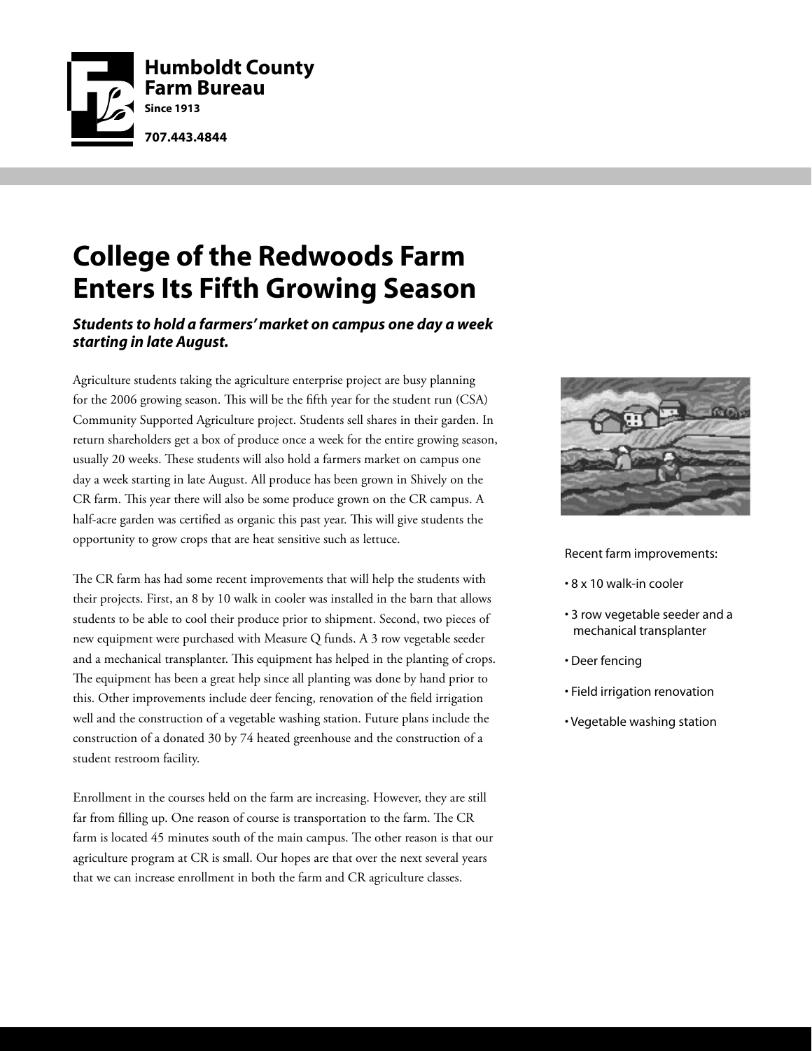**Humboldt County Farm Bureau**
**Since 1913**
**707.443.4844**

# College of the Redwoods Farm Enters Its Fifth Growing Season

***Students to hold a farmers' market on campus one day a week starting in late August.***

Agriculture students taking the agriculture enterprise project are busy planning for the 2006 growing season. This will be the fifth year for the student run (CSA) Community Supported Agriculture project. Students sell shares in their garden. In return shareholders get a box of produce once a week for the entire growing season, usually 20 weeks. These students will also hold a farmers market on campus one day a week starting in late August. All produce has been grown in Shively on the CR farm. This year there will also be some produce grown on the CR campus. A half-acre garden was certified as organic this past year. This will give students the opportunity to grow crops that are heat sensitive such as lettuce.

The CR farm has had some recent improvements that will help the students with their projects. First, an 8 by 10 walk in cooler was installed in the barn that allows students to be able to cool their produce prior to shipment. Second, two pieces of new equipment were purchased with Measure Q funds. A 3 row vegetable seeder and a mechanical transplanter. This equipment has helped in the planting of crops. The equipment has been a great help since all planting was done by hand prior to this. Other improvements include deer fencing, renovation of the field irrigation well and the construction of a vegetable washing station. Future plans include the construction of a donated 30 by 74 heated greenhouse and the construction of a student restroom facility.

Enrollment in the courses held on the farm are increasing. However, they are still far from filling up. One reason of course is transportation to the farm. The CR farm is located 45 minutes south of the main campus. The other reason is that our agriculture program at CR is small. Our hopes are that over the next several years that we can increase enrollment in both the farm and CR agriculture classes.

Recent farm improvements:

- 8 x 10 walk-in cooler
- 3 row vegetable seeder and a mechanical transplanter
- Deer fencing
- Field irrigation renovation
- Vegetable washing station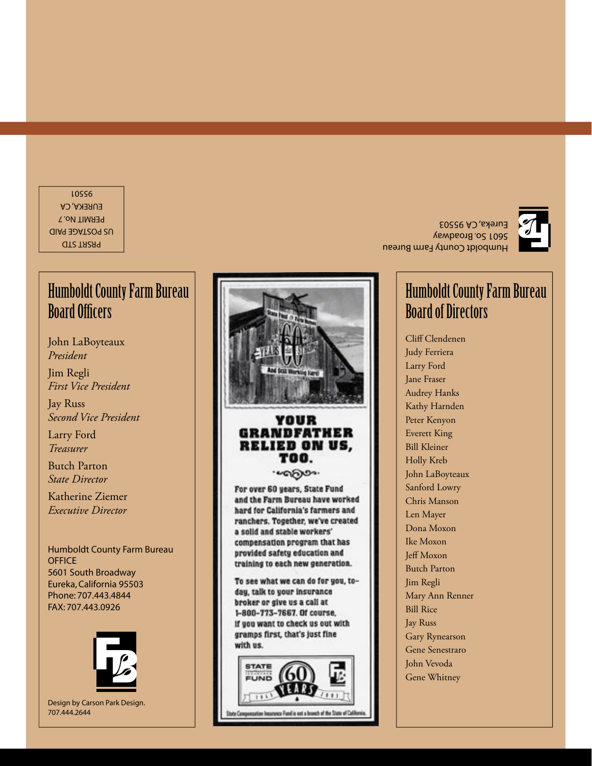PRSRT STD
US POSTAGE PAID
PERMIT No.7
EUREKA, CA
95501

Humboldt County Farm Bureau
5601 So. Broadway
Eureka, CA 95503

## Humboldt County Farm Bureau Board Officers

John LaBoyteaux
*President*

Jim Regli
*First Vice President*

Jay Russ
*Second Vice President*

Larry Ford
*Treasurer*

Butch Parton
*State Director*

Katherine Ziemer
*Executive Director*

Humboldt County Farm Bureau
OFFICE
5601 South Broadway
Eureka, California 95503
Phone: 707.443.4844
FAX: 707.443.0926

Design by Carson Park Design.
707.444.2644

YEARS 60 STRONG
State Fund & Farm Bureau
And Still Working Hard

**YOUR GRANDFATHER RELIED ON US, TOO.**

For over 60 years, State Fund and the Farm Bureau have worked hard for California's farmers and ranchers. Together, we've created a solid and stable workers' compensation program that has provided safety education and training to each new generation.

To see what we can do for you, today, talk to your insurance broker or give us a call at 1-800-773-7667. Of course, if you want to check us out with gramps first, that's just fine with us.

STATE FUND 60 YEARS 1941 2001

State Compensation Insurance Fund is not a branch of the State of California.

## Humboldt County Farm Bureau Board of Directors

Cliff Clendenen
Judy Ferriera
Larry Ford
Jane Fraser
Audrey Hanks
Kathy Harnden
Peter Kenyon
Everett King
Bill Kleiner
Holly Kreb
John LaBoyteaux
Sanford Lowry
Chris Manson
Len Mayer
Dona Moxon
Ike Moxon
Jeff Moxon
Butch Parton
Jim Regli
Mary Ann Renner
Bill Rice
Jay Russ
Gary Rynearson
Gene Senestraro
John Vevoda
Gene Whitney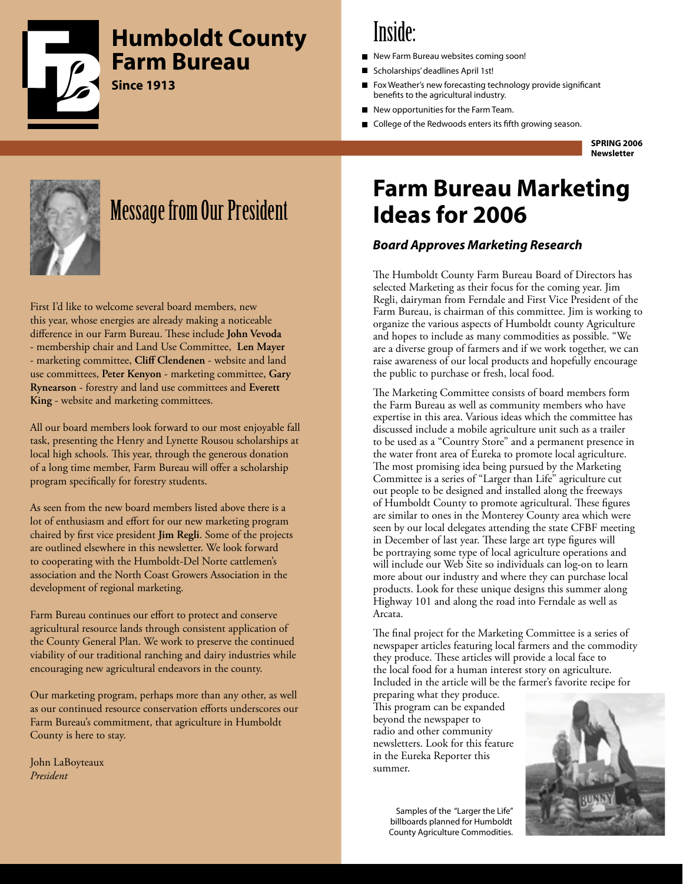# Humboldt County Farm Bureau

**Since 1913**

## Inside:

- New Farm Bureau websites coming soon!
- Scholarships' deadlines April 1st!
- Fox Weather's new forecasting technology provide significant benefits to the agricultural industry.
- New opportunities for the Farm Team.
- College of the Redwoods enters its fifth growing season.

**SPRING 2006 Newsletter**

## Message from Our President

First I'd like to welcome several board members, new this year, whose energies are already making a noticeable difference in our Farm Bureau. These include **John Vevoda** - membership chair and Land Use Committee, **Len Mayer** - marketing committee, **Cliff Clendenen** - website and land use committees, **Peter Kenyon** - marketing committee, **Gary Rynearson** - forestry and land use committees and **Everett King** - website and marketing committees.

All our board members look forward to our most enjoyable fall task, presenting the Henry and Lynette Rousou scholarships at local high schools. This year, through the generous donation of a long time member, Farm Bureau will offer a scholarship program specifically for forestry students.

As seen from the new board members listed above there is a lot of enthusiasm and effort for our new marketing program chaired by first vice president **Jim Regli**. Some of the projects are outlined elsewhere in this newsletter. We look forward to cooperating with the Humboldt-Del Norte cattlemen's association and the North Coast Growers Association in the development of regional marketing.

Farm Bureau continues our effort to protect and conserve agricultural resource lands through consistent application of the County General Plan. We work to preserve the continued viability of our traditional ranching and dairy industries while encouraging new agricultural endeavors in the county.

Our marketing program, perhaps more than any other, as well as our continued resource conservation efforts underscores our Farm Bureau's commitment, that agriculture in Humboldt County is here to stay.

John LaBoyteaux
*President*

# Farm Bureau Marketing Ideas for 2006

### *Board Approves Marketing Research*

The Humboldt County Farm Bureau Board of Directors has selected Marketing as their focus for the coming year. Jim Regli, dairyman from Ferndale and First Vice President of the Farm Bureau, is chairman of this committee. Jim is working to organize the various aspects of Humboldt county Agriculture and hopes to include as many commodities as possible. "We are a diverse group of farmers and if we work together, we can raise awareness of our local products and hopefully encourage the public to purchase or fresh, local food.

The Marketing Committee consists of board members form the Farm Bureau as well as community members who have expertise in this area. Various ideas which the committee has discussed include a mobile agriculture unit such as a trailer to be used as a "Country Store" and a permanent presence in the water front area of Eureka to promote local agriculture. The most promising idea being pursued by the Marketing Committee is a series of "Larger than Life" agriculture cut out people to be designed and installed along the freeways of Humboldt County to promote agricultural. These figures are similar to ones in the Monterey County area which were seen by our local delegates attending the state CFBF meeting in December of last year. These large art type figures will be portraying some type of local agriculture operations and will include our Web Site so individuals can log-on to learn more about our industry and where they can purchase local products. Look for these unique designs this summer along Highway 101 and along the road into Ferndale as well as Arcata.

The final project for the Marketing Committee is a series of newspaper articles featuring local farmers and the commodity they produce. These articles will provide a local face to the local food for a human interest story on agriculture. Included in the article will be the farmer's favorite recipe for preparing what they produce. This program can be expanded beyond the newspaper to radio and other community newsletters. Look for this feature in the Eureka Reporter this summer.

Samples of the "Larger the Life" billboards planned for Humboldt County Agriculture Commodities.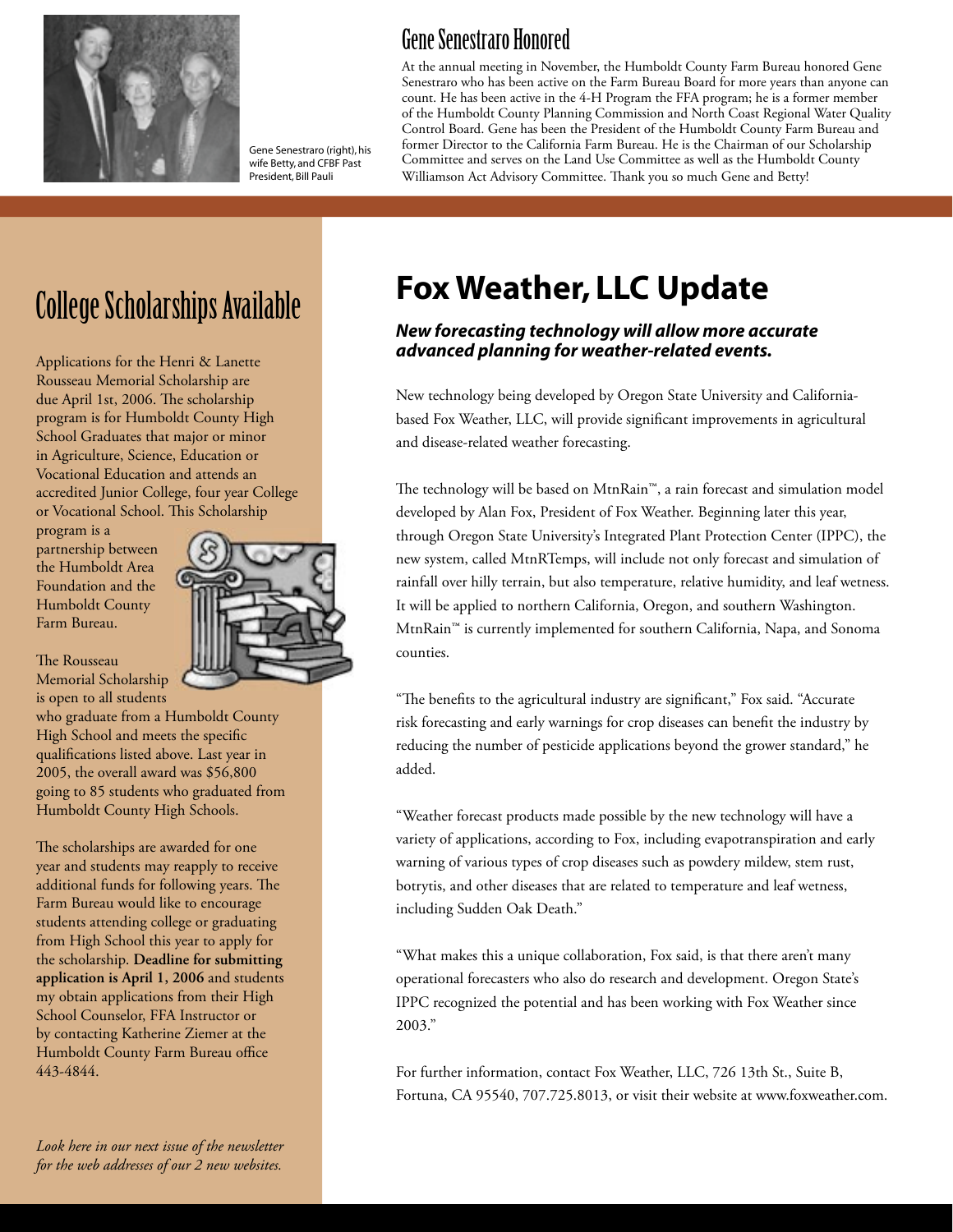## Gene Senestraro Honored

Gene Senestraro (right), his wife Betty, and CFBF Past President, Bill Pauli

At the annual meeting in November, the Humboldt County Farm Bureau honored Gene Senestraro who has been active on the Farm Bureau Board for more years than anyone can count. He has been active in the 4-H Program the FFA program; he is a former member of the Humboldt County Planning Commission and North Coast Regional Water Quality Control Board. Gene has been the President of the Humboldt County Farm Bureau and former Director to the California Farm Bureau. He is the Chairman of our Scholarship Committee and serves on the Land Use Committee as well as the Humboldt County Williamson Act Advisory Committee. Thank you so much Gene and Betty!

## College Scholarships Available

Applications for the Henri & Lanette Rousseau Memorial Scholarship are due April 1st, 2006. The scholarship program is for Humboldt County High School Graduates that major or minor in Agriculture, Science, Education or Vocational Education and attends an accredited Junior College, four year College or Vocational School. This Scholarship program is a partnership between the Humboldt Area Foundation and the Humboldt County Farm Bureau.

The Rousseau Memorial Scholarship is open to all students who graduate from a Humboldt County High School and meets the specific qualifications listed above. Last year in 2005, the overall award was $56,800 going to 85 students who graduated from Humboldt County High Schools.

The scholarships are awarded for one year and students may reapply to receive additional funds for following years. The Farm Bureau would like to encourage students attending college or graduating from High School this year to apply for the scholarship. **Deadline for submitting application is April 1, 2006** and students my obtain applications from their High School Counselor, FFA Instructor or by contacting Katherine Ziemer at the Humboldt County Farm Bureau office 443-4844.

*Look here in our next issue of the newsletter for the web addresses of our 2 new websites.*

# Fox Weather, LLC Update

***New forecasting technology will allow more accurate advanced planning for weather-related events.***

New technology being developed by Oregon State University and California-based Fox Weather, LLC, will provide significant improvements in agricultural and disease-related weather forecasting.

The technology will be based on MtnRain™, a rain forecast and simulation model developed by Alan Fox, President of Fox Weather. Beginning later this year, through Oregon State University's Integrated Plant Protection Center (IPPC), the new system, called MtnRTemps, will include not only forecast and simulation of rainfall over hilly terrain, but also temperature, relative humidity, and leaf wetness. It will be applied to northern California, Oregon, and southern Washington. MtnRain™ is currently implemented for southern California, Napa, and Sonoma counties.

"The benefits to the agricultural industry are significant," Fox said. "Accurate risk forecasting and early warnings for crop diseases can benefit the industry by reducing the number of pesticide applications beyond the grower standard," he added.

"Weather forecast products made possible by the new technology will have a variety of applications, according to Fox, including evapotranspiration and early warning of various types of crop diseases such as powdery mildew, stem rust, botrytis, and other diseases that are related to temperature and leaf wetness, including Sudden Oak Death."

"What makes this a unique collaboration, Fox said, is that there aren't many operational forecasters who also do research and development. Oregon State's IPPC recognized the potential and has been working with Fox Weather since 2003."

For further information, contact Fox Weather, LLC, 726 13th St., Suite B, Fortuna, CA 95540, 707.725.8013, or visit their website at www.foxweather.com.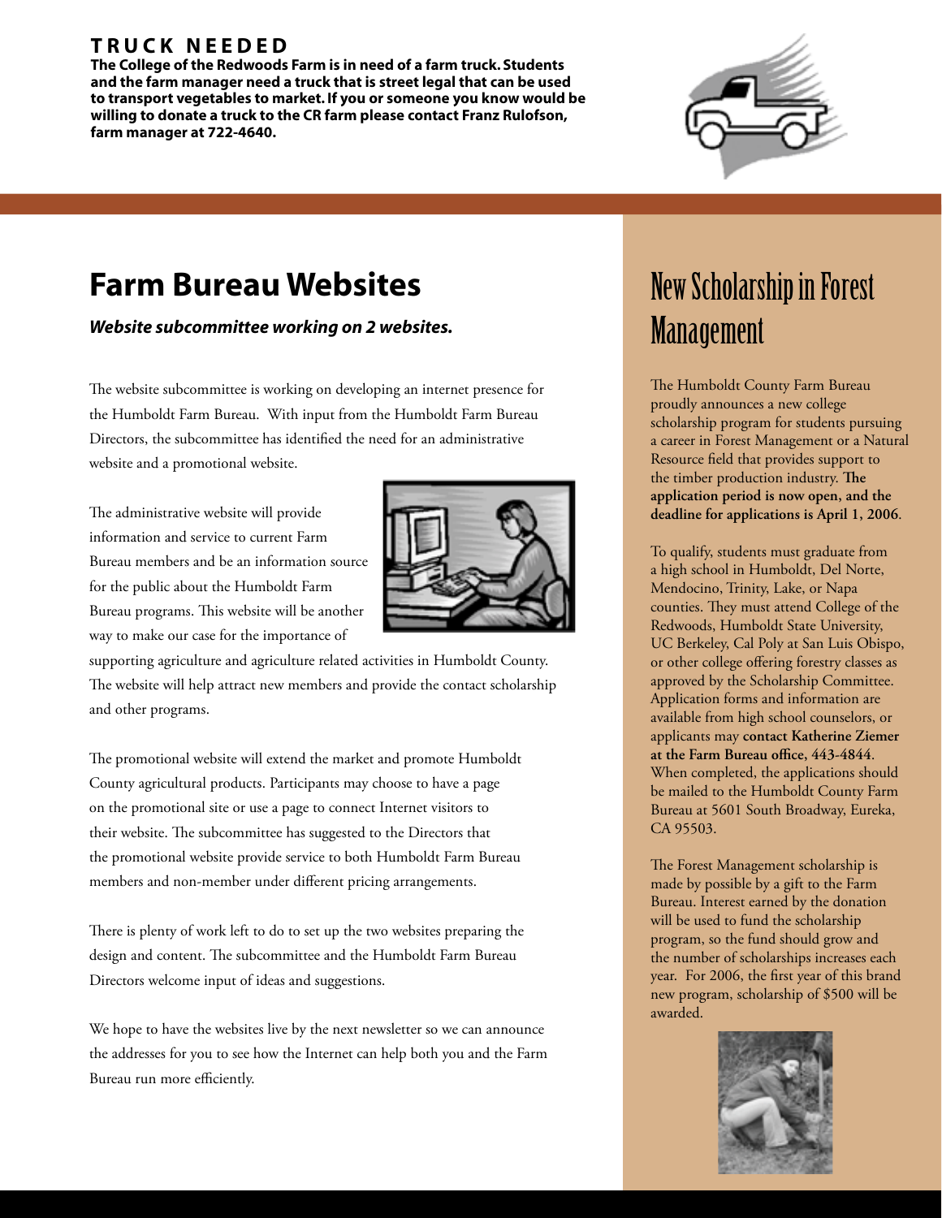## TRUCK NEEDED

**The College of the Redwoods Farm is in need of a farm truck. Students and the farm manager need a truck that is street legal that can be used to transport vegetables to market. If you or someone you know would be willing to donate a truck to the CR farm please contact Franz Rulofson, farm manager at 722-4640.**

# Farm Bureau Websites

***Website subcommittee working on 2 websites.***

The website subcommittee is working on developing an internet presence for the Humboldt Farm Bureau. With input from the Humboldt Farm Bureau Directors, the subcommittee has identified the need for an administrative website and a promotional website.

The administrative website will provide information and service to current Farm Bureau members and be an information source for the public about the Humboldt Farm Bureau programs. This website will be another way to make our case for the importance of supporting agriculture and agriculture related activities in Humboldt County. The website will help attract new members and provide the contact scholarship and other programs.

The promotional website will extend the market and promote Humboldt County agricultural products. Participants may choose to have a page on the promotional site or use a page to connect Internet visitors to their website. The subcommittee has suggested to the Directors that the promotional website provide service to both Humboldt Farm Bureau members and non-member under different pricing arrangements.

There is plenty of work left to do to set up the two websites preparing the design and content. The subcommittee and the Humboldt Farm Bureau Directors welcome input of ideas and suggestions.

We hope to have the websites live by the next newsletter so we can announce the addresses for you to see how the Internet can help both you and the Farm Bureau run more efficiently.

# New Scholarship in Forest Management

The Humboldt County Farm Bureau proudly announces a new college scholarship program for students pursuing a career in Forest Management or a Natural Resource field that provides support to the timber production industry. **The application period is now open, and the deadline for applications is April 1, 2006**.

To qualify, students must graduate from a high school in Humboldt, Del Norte, Mendocino, Trinity, Lake, or Napa counties. They must attend College of the Redwoods, Humboldt State University, UC Berkeley, Cal Poly at San Luis Obispo, or other college offering forestry classes as approved by the Scholarship Committee. Application forms and information are available from high school counselors, or applicants may **contact Katherine Ziemer at the Farm Bureau office, 443-4844**. When completed, the applications should be mailed to the Humboldt County Farm Bureau at 5601 South Broadway, Eureka, CA 95503.

The Forest Management scholarship is made by possible by a gift to the Farm Bureau. Interest earned by the donation will be used to fund the scholarship program, so the fund should grow and the number of scholarships increases each year. For 2006, the first year of this brand new program, scholarship of $500 will be awarded.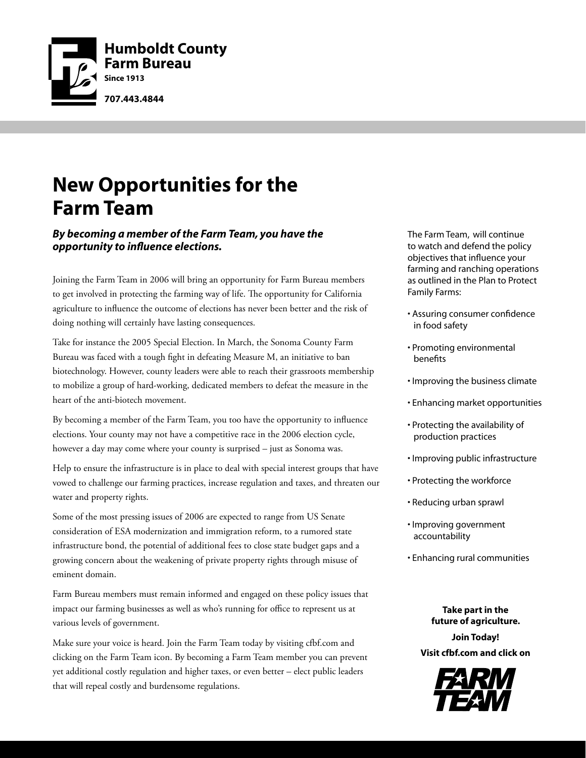**Humboldt County Farm Bureau**
**Since 1913**
**707.443.4844**

# New Opportunities for the Farm Team

***By becoming a member of the Farm Team, you have the opportunity to influence elections.***

Joining the Farm Team in 2006 will bring an opportunity for Farm Bureau members to get involved in protecting the farming way of life. The opportunity for California agriculture to influence the outcome of elections has never been better and the risk of doing nothing will certainly have lasting consequences.

Take for instance the 2005 Special Election. In March, the Sonoma County Farm Bureau was faced with a tough fight in defeating Measure M, an initiative to ban biotechnology. However, county leaders were able to reach their grassroots membership to mobilize a group of hard-working, dedicated members to defeat the measure in the heart of the anti-biotech movement.

By becoming a member of the Farm Team, you too have the opportunity to influence elections. Your county may not have a competitive race in the 2006 election cycle, however a day may come where your county is surprised – just as Sonoma was.

Help to ensure the infrastructure is in place to deal with special interest groups that have vowed to challenge our farming practices, increase regulation and taxes, and threaten our water and property rights.

Some of the most pressing issues of 2006 are expected to range from US Senate consideration of ESA modernization and immigration reform, to a rumored state infrastructure bond, the potential of additional fees to close state budget gaps and a growing concern about the weakening of private property rights through misuse of eminent domain.

Farm Bureau members must remain informed and engaged on these policy issues that impact our farming businesses as well as who's running for office to represent us at various levels of government.

Make sure your voice is heard. Join the Farm Team today by visiting cfbf.com and clicking on the Farm Team icon. By becoming a Farm Team member you can prevent yet additional costly regulation and higher taxes, or even better – elect public leaders that will repeal costly and burdensome regulations.

The Farm Team, will continue to watch and defend the policy objectives that influence your farming and ranching operations as outlined in the Plan to Protect Family Farms:

- Assuring consumer confidence in food safety
- Promoting environmental benefits
- Improving the business climate
- Enhancing market opportunities
- Protecting the availability of production practices
- Improving public infrastructure
- Protecting the workforce
- Reducing urban sprawl
- Improving government accountability
- Enhancing rural communities

**Take part in the future of agriculture.**

**Join Today!**

**Visit cfbf.com and click on**

FARM TEAM